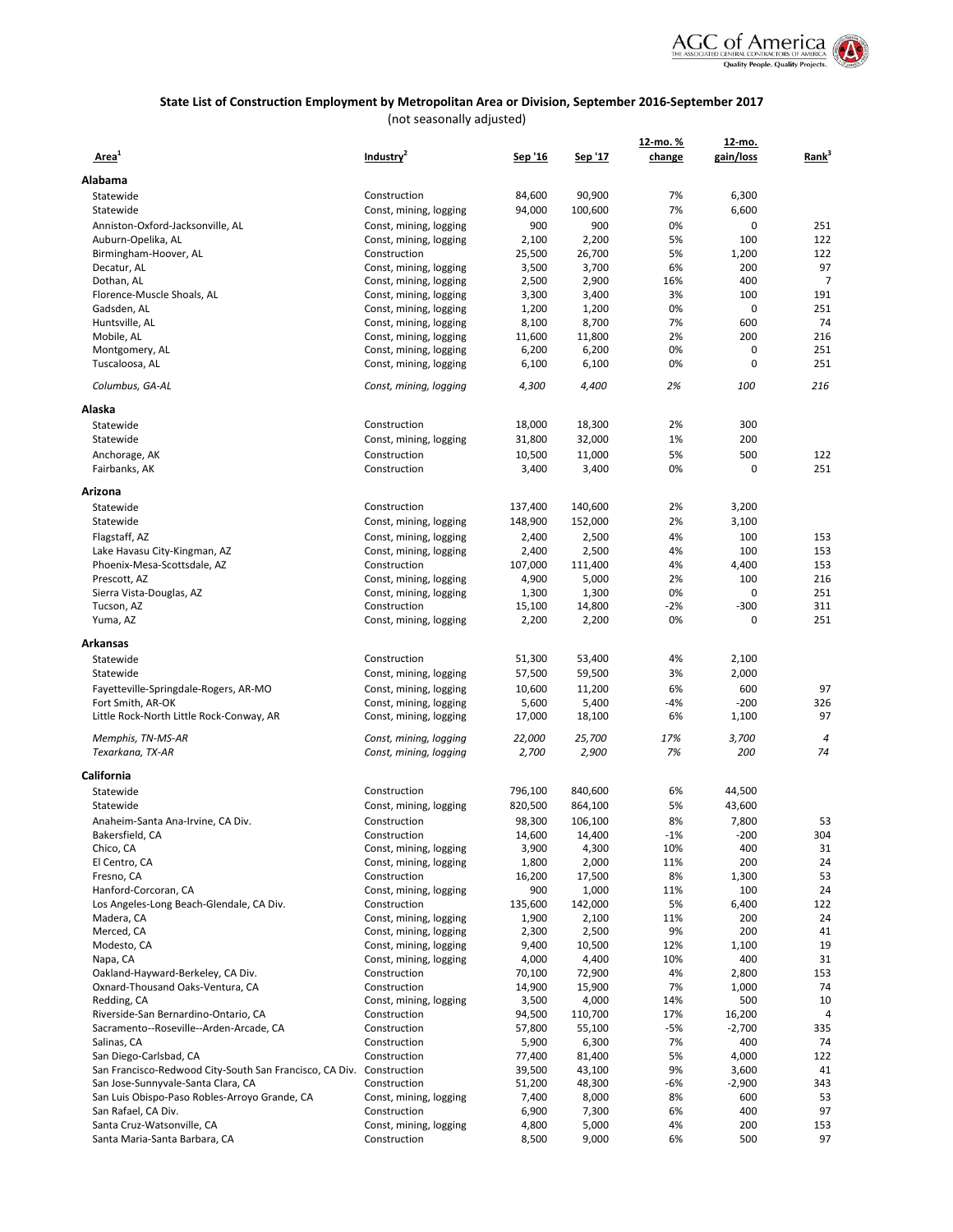## State List of Construction Employment by Metropolitan Area or Division, September 2016-September 2017

(not seasonally adjusted)

| Area[1] | Industry[2] | Sep '16 | Sep '17 | 12-mo. % change | 12-mo. gain/loss | Rank[3] |
|---|---|---|---|---|---|---|
| **Alabama** | | | | | | |
| Statewide | Construction | 84,600 | 90,900 | 7% | 6,300 | |
| Statewide | Const, mining, logging | 94,000 | 100,600 | 7% | 6,600 | |
| Anniston-Oxford-Jacksonville, AL | Const, mining, logging | 900 | 900 | 0% | 0 | 251 |
| Auburn-Opelika, AL | Const, mining, logging | 2,100 | 2,200 | 5% | 100 | 122 |
| Birmingham-Hoover, AL | Construction | 25,500 | 26,700 | 5% | 1,200 | 122 |
| Decatur, AL | Const, mining, logging | 3,500 | 3,700 | 6% | 200 | 97 |
| Dothan, AL | Const, mining, logging | 2,500 | 2,900 | 16% | 400 | 7 |
| Florence-Muscle Shoals, AL | Const, mining, logging | 3,300 | 3,400 | 3% | 100 | 191 |
| Gadsden, AL | Const, mining, logging | 1,200 | 1,200 | 0% | 0 | 251 |
| Huntsville, AL | Const, mining, logging | 8,100 | 8,700 | 7% | 600 | 74 |
| Mobile, AL | Const, mining, logging | 11,600 | 11,800 | 2% | 200 | 216 |
| Montgomery, AL | Const, mining, logging | 6,200 | 6,200 | 0% | 0 | 251 |
| Tuscaloosa, AL | Const, mining, logging | 6,100 | 6,100 | 0% | 0 | 251 |
| *Columbus, GA-AL* | *Const, mining, logging* | *4,300* | *4,400* | *2%* | *100* | *216* |
| **Alaska** | | | | | | |
| Statewide | Construction | 18,000 | 18,300 | 2% | 300 | |
| Statewide | Const, mining, logging | 31,800 | 32,000 | 1% | 200 | |
| Anchorage, AK | Construction | 10,500 | 11,000 | 5% | 500 | 122 |
| Fairbanks, AK | Construction | 3,400 | 3,400 | 0% | 0 | 251 |
| **Arizona** | | | | | | |
| Statewide | Construction | 137,400 | 140,600 | 2% | 3,200 | |
| Statewide | Const, mining, logging | 148,900 | 152,000 | 2% | 3,100 | |
| Flagstaff, AZ | Const, mining, logging | 2,400 | 2,500 | 4% | 100 | 153 |
| Lake Havasu City-Kingman, AZ | Const, mining, logging | 2,400 | 2,500 | 4% | 100 | 153 |
| Phoenix-Mesa-Scottsdale, AZ | Construction | 107,000 | 111,400 | 4% | 4,400 | 153 |
| Prescott, AZ | Const, mining, logging | 4,900 | 5,000 | 2% | 100 | 216 |
| Sierra Vista-Douglas, AZ | Const, mining, logging | 1,300 | 1,300 | 0% | 0 | 251 |
| Tucson, AZ | Construction | 15,100 | 14,800 | -2% | -300 | 311 |
| Yuma, AZ | Const, mining, logging | 2,200 | 2,200 | 0% | 0 | 251 |
| **Arkansas** | | | | | | |
| Statewide | Construction | 51,300 | 53,400 | 4% | 2,100 | |
| Statewide | Const, mining, logging | 57,500 | 59,500 | 3% | 2,000 | |
| Fayetteville-Springdale-Rogers, AR-MO | Const, mining, logging | 10,600 | 11,200 | 6% | 600 | 97 |
| Fort Smith, AR-OK | Const, mining, logging | 5,600 | 5,400 | -4% | -200 | 326 |
| Little Rock-North Little Rock-Conway, AR | Const, mining, logging | 17,000 | 18,100 | 6% | 1,100 | 97 |
| *Memphis, TN-MS-AR* | *Const, mining, logging* | *22,000* | *25,700* | *17%* | *3,700* | *4* |
| *Texarkana, TX-AR* | *Const, mining, logging* | *2,700* | *2,900* | *7%* | *200* | *74* |
| **California** | | | | | | |
| Statewide | Construction | 796,100 | 840,600 | 6% | 44,500 | |
| Statewide | Const, mining, logging | 820,500 | 864,100 | 5% | 43,600 | |
| Anaheim-Santa Ana-Irvine, CA Div. | Construction | 98,300 | 106,100 | 8% | 7,800 | 53 |
| Bakersfield, CA | Construction | 14,600 | 14,400 | -1% | -200 | 304 |
| Chico, CA | Const, mining, logging | 3,900 | 4,300 | 10% | 400 | 31 |
| El Centro, CA | Const, mining, logging | 1,800 | 2,000 | 11% | 200 | 24 |
| Fresno, CA | Construction | 16,200 | 17,500 | 8% | 1,300 | 53 |
| Hanford-Corcoran, CA | Const, mining, logging | 900 | 1,000 | 11% | 100 | 24 |
| Los Angeles-Long Beach-Glendale, CA Div. | Construction | 135,600 | 142,000 | 5% | 6,400 | 122 |
| Madera, CA | Const, mining, logging | 1,900 | 2,100 | 11% | 200 | 24 |
| Merced, CA | Const, mining, logging | 2,300 | 2,500 | 9% | 200 | 41 |
| Modesto, CA | Const, mining, logging | 9,400 | 10,500 | 12% | 1,100 | 19 |
| Napa, CA | Const, mining, logging | 4,000 | 4,400 | 10% | 400 | 31 |
| Oakland-Hayward-Berkeley, CA Div. | Construction | 70,100 | 72,900 | 4% | 2,800 | 153 |
| Oxnard-Thousand Oaks-Ventura, CA | Construction | 14,900 | 15,900 | 7% | 1,000 | 74 |
| Redding, CA | Const, mining, logging | 3,500 | 4,000 | 14% | 500 | 10 |
| Riverside-San Bernardino-Ontario, CA | Construction | 94,500 | 110,700 | 17% | 16,200 | 4 |
| Sacramento--Roseville--Arden-Arcade, CA | Construction | 57,800 | 55,100 | -5% | -2,700 | 335 |
| Salinas, CA | Construction | 5,900 | 6,300 | 7% | 400 | 74 |
| San Diego-Carlsbad, CA | Construction | 77,400 | 81,400 | 5% | 4,000 | 122 |
| San Francisco-Redwood City-South San Francisco, CA Div. | Construction | 39,500 | 43,100 | 9% | 3,600 | 41 |
| San Jose-Sunnyvale-Santa Clara, CA | Construction | 51,200 | 48,300 | -6% | -2,900 | 343 |
| San Luis Obispo-Paso Robles-Arroyo Grande, CA | Const, mining, logging | 7,400 | 8,000 | 8% | 600 | 53 |
| San Rafael, CA Div. | Construction | 6,900 | 7,300 | 6% | 400 | 97 |
| Santa Cruz-Watsonville, CA | Const, mining, logging | 4,800 | 5,000 | 4% | 200 | 153 |
| Santa Maria-Santa Barbara, CA | Construction | 8,500 | 9,000 | 6% | 500 | 97 |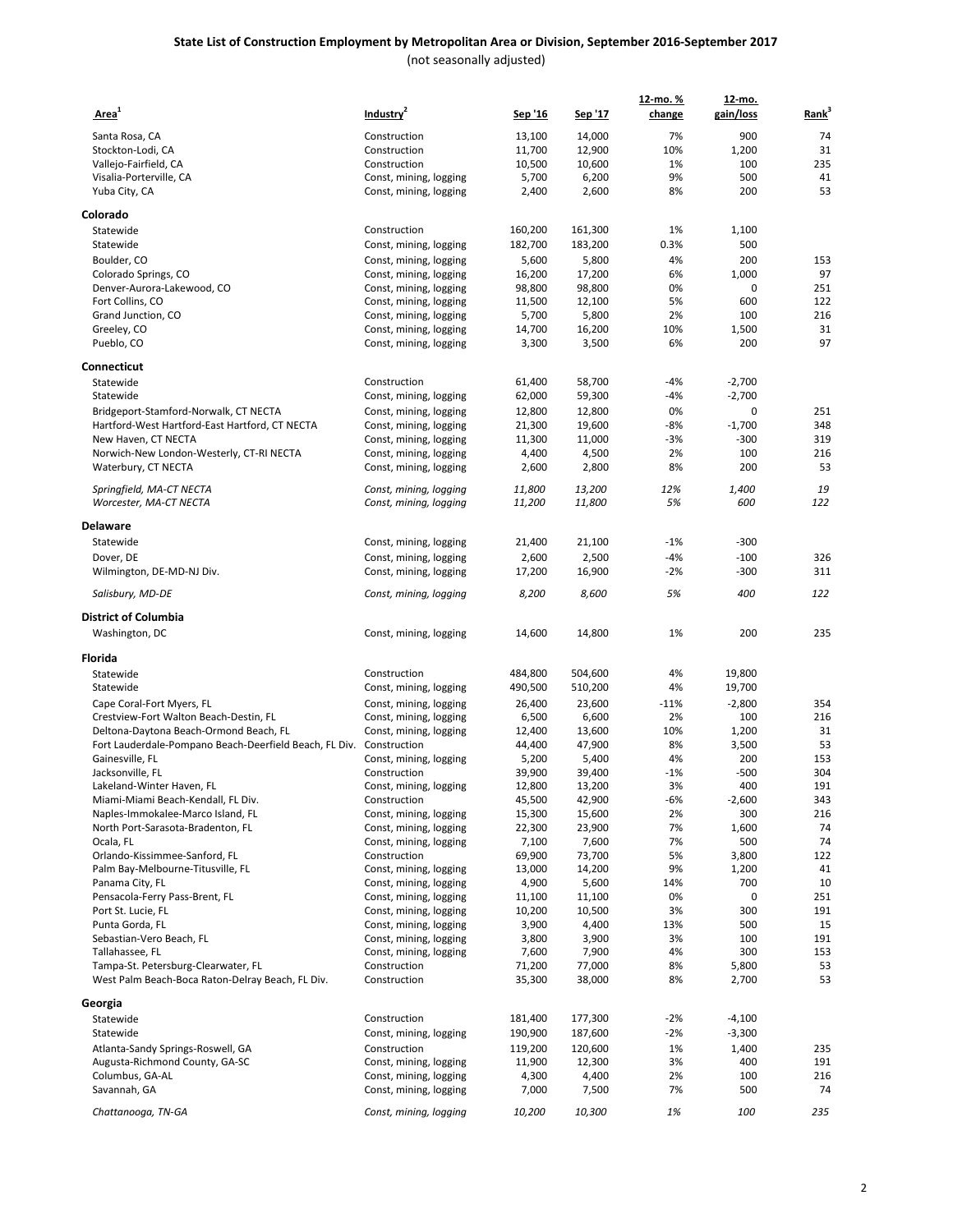## State List of Construction Employment by Metropolitan Area or Division, September 2016-September 2017

(not seasonally adjusted)

| Area[1] | Industry[2] | Sep '16 | Sep '17 | 12-mo. % change | 12-mo. gain/loss | Rank[3] |
|---|---|---|---|---|---|---|
| Santa Rosa, CA | Construction | 13,100 | 14,000 | 7% | 900 | 74 |
| Stockton-Lodi, CA | Construction | 11,700 | 12,900 | 10% | 1,200 | 31 |
| Vallejo-Fairfield, CA | Construction | 10,500 | 10,600 | 1% | 100 | 235 |
| Visalia-Porterville, CA | Const, mining, logging | 5,700 | 6,200 | 9% | 500 | 41 |
| Yuba City, CA | Const, mining, logging | 2,400 | 2,600 | 8% | 200 | 53 |
| **Colorado** | | | | | | |
| Statewide | Construction | 160,200 | 161,300 | 1% | 1,100 | |
| Statewide | Const, mining, logging | 182,700 | 183,200 | 0.3% | 500 | |
| Boulder, CO | Const, mining, logging | 5,600 | 5,800 | 4% | 200 | 153 |
| Colorado Springs, CO | Const, mining, logging | 16,200 | 17,200 | 6% | 1,000 | 97 |
| Denver-Aurora-Lakewood, CO | Const, mining, logging | 98,800 | 98,800 | 0% | 0 | 251 |
| Fort Collins, CO | Const, mining, logging | 11,500 | 12,100 | 5% | 600 | 122 |
| Grand Junction, CO | Const, mining, logging | 5,700 | 5,800 | 2% | 100 | 216 |
| Greeley, CO | Const, mining, logging | 14,700 | 16,200 | 10% | 1,500 | 31 |
| Pueblo, CO | Const, mining, logging | 3,300 | 3,500 | 6% | 200 | 97 |
| **Connecticut** | | | | | | |
| Statewide | Construction | 61,400 | 58,700 | -4% | -2,700 | |
| Statewide | Const, mining, logging | 62,000 | 59,300 | -4% | -2,700 | |
| Bridgeport-Stamford-Norwalk, CT NECTA | Const, mining, logging | 12,800 | 12,800 | 0% | 0 | 251 |
| Hartford-West Hartford-East Hartford, CT NECTA | Const, mining, logging | 21,300 | 19,600 | -8% | -1,700 | 348 |
| New Haven, CT NECTA | Const, mining, logging | 11,300 | 11,000 | -3% | -300 | 319 |
| Norwich-New London-Westerly, CT-RI NECTA | Const, mining, logging | 4,400 | 4,500 | 2% | 100 | 216 |
| Waterbury, CT NECTA | Const, mining, logging | 2,600 | 2,800 | 8% | 200 | 53 |
| *Springfield, MA-CT NECTA* | *Const, mining, logging* | *11,800* | *13,200* | *12%* | *1,400* | *19* |
| *Worcester, MA-CT NECTA* | *Const, mining, logging* | *11,200* | *11,800* | *5%* | *600* | *122* |
| **Delaware** | | | | | | |
| Statewide | Const, mining, logging | 21,400 | 21,100 | -1% | -300 | |
| Dover, DE | Const, mining, logging | 2,600 | 2,500 | -4% | -100 | 326 |
| Wilmington, DE-MD-NJ Div. | Const, mining, logging | 17,200 | 16,900 | -2% | -300 | 311 |
| *Salisbury, MD-DE* | *Const, mining, logging* | *8,200* | *8,600* | *5%* | *400* | *122* |
| **District of Columbia** | | | | | | |
| Washington, DC | Const, mining, logging | 14,600 | 14,800 | 1% | 200 | 235 |
| **Florida** | | | | | | |
| Statewide | Construction | 484,800 | 504,600 | 4% | 19,800 | |
| Statewide | Const, mining, logging | 490,500 | 510,200 | 4% | 19,700 | |
| Cape Coral-Fort Myers, FL | Const, mining, logging | 26,400 | 23,600 | -11% | -2,800 | 354 |
| Crestview-Fort Walton Beach-Destin, FL | Const, mining, logging | 6,500 | 6,600 | 2% | 100 | 216 |
| Deltona-Daytona Beach-Ormond Beach, FL | Const, mining, logging | 12,400 | 13,600 | 10% | 1,200 | 31 |
| Fort Lauderdale-Pompano Beach-Deerfield Beach, FL Div. | Construction | 44,400 | 47,900 | 8% | 3,500 | 53 |
| Gainesville, FL | Const, mining, logging | 5,200 | 5,400 | 4% | 200 | 153 |
| Jacksonville, FL | Construction | 39,900 | 39,400 | -1% | -500 | 304 |
| Lakeland-Winter Haven, FL | Const, mining, logging | 12,800 | 13,200 | 3% | 400 | 191 |
| Miami-Miami Beach-Kendall, FL Div. | Construction | 45,500 | 42,900 | -6% | -2,600 | 343 |
| Naples-Immokalee-Marco Island, FL | Const, mining, logging | 15,300 | 15,600 | 2% | 300 | 216 |
| North Port-Sarasota-Bradenton, FL | Const, mining, logging | 22,300 | 23,900 | 7% | 1,600 | 74 |
| Ocala, FL | Const, mining, logging | 7,100 | 7,600 | 7% | 500 | 74 |
| Orlando-Kissimmee-Sanford, FL | Construction | 69,900 | 73,700 | 5% | 3,800 | 122 |
| Palm Bay-Melbourne-Titusville, FL | Const, mining, logging | 13,000 | 14,200 | 9% | 1,200 | 41 |
| Panama City, FL | Const, mining, logging | 4,900 | 5,600 | 14% | 700 | 10 |
| Pensacola-Ferry Pass-Brent, FL | Const, mining, logging | 11,100 | 11,100 | 0% | 0 | 251 |
| Port St. Lucie, FL | Const, mining, logging | 10,200 | 10,500 | 3% | 300 | 191 |
| Punta Gorda, FL | Const, mining, logging | 3,900 | 4,400 | 13% | 500 | 15 |
| Sebastian-Vero Beach, FL | Const, mining, logging | 3,800 | 3,900 | 3% | 100 | 191 |
| Tallahassee, FL | Const, mining, logging | 7,600 | 7,900 | 4% | 300 | 153 |
| Tampa-St. Petersburg-Clearwater, FL | Construction | 71,200 | 77,000 | 8% | 5,800 | 53 |
| West Palm Beach-Boca Raton-Delray Beach, FL Div. | Construction | 35,300 | 38,000 | 8% | 2,700 | 53 |
| **Georgia** | | | | | | |
| Statewide | Construction | 181,400 | 177,300 | -2% | -4,100 | |
| Statewide | Const, mining, logging | 190,900 | 187,600 | -2% | -3,300 | |
| Atlanta-Sandy Springs-Roswell, GA | Construction | 119,200 | 120,600 | 1% | 1,400 | 235 |
| Augusta-Richmond County, GA-SC | Const, mining, logging | 11,900 | 12,300 | 3% | 400 | 191 |
| Columbus, GA-AL | Const, mining, logging | 4,300 | 4,400 | 2% | 100 | 216 |
| Savannah, GA | Const, mining, logging | 7,000 | 7,500 | 7% | 500 | 74 |
| *Chattanooga, TN-GA* | *Const, mining, logging* | *10,200* | *10,300* | *1%* | *100* | *235* |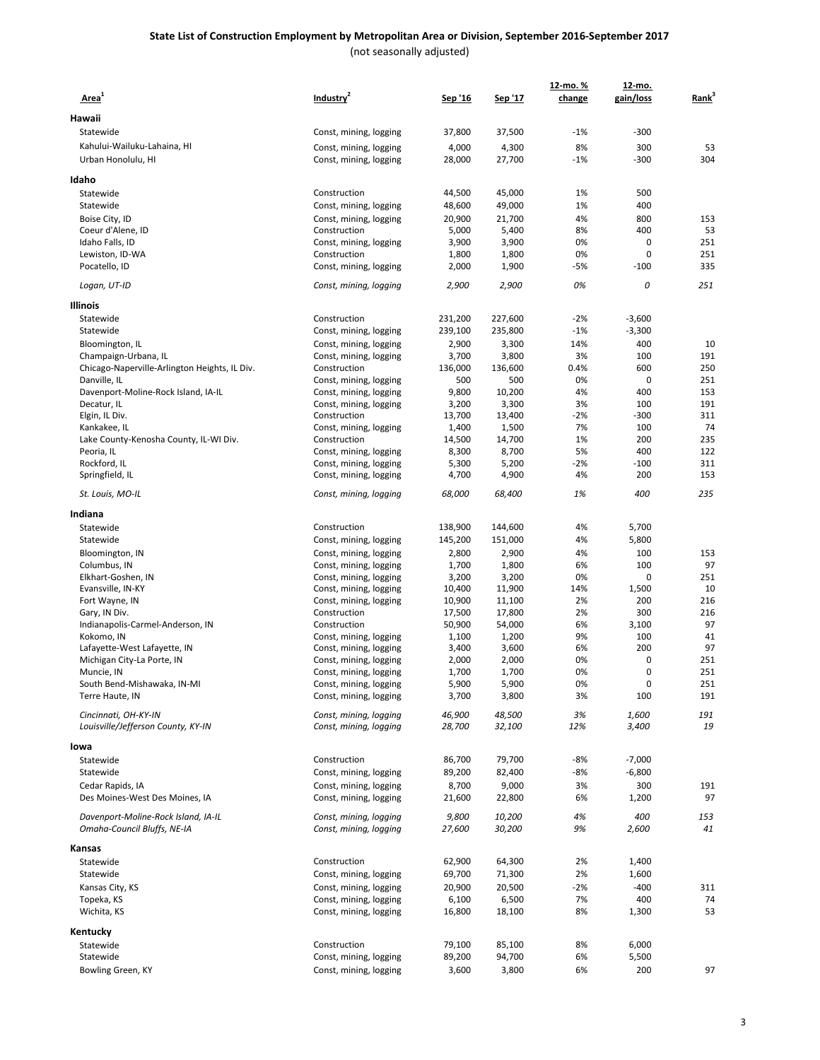# State List of Construction Employment by Metropolitan Area or Division, September 2016-September 2017

(not seasonally adjusted)

| Area[1] | Industry[2] | Sep '16 | Sep '17 | 12-mo. % change | 12-mo. gain/loss | Rank[3] |
|---|---|---|---|---|---|---|
| **Hawaii** | | | | | | |
| Statewide | Const, mining, logging | 37,800 | 37,500 | -1% | -300 | |
| Kahului-Wailuku-Lahaina, HI | Const, mining, logging | 4,000 | 4,300 | 8% | 300 | 53 |
| Urban Honolulu, HI | Const, mining, logging | 28,000 | 27,700 | -1% | -300 | 304 |
| **Idaho** | | | | | | |
| Statewide | Construction | 44,500 | 45,000 | 1% | 500 | |
| Statewide | Const, mining, logging | 48,600 | 49,000 | 1% | 400 | |
| Boise City, ID | Const, mining, logging | 20,900 | 21,700 | 4% | 800 | 153 |
| Coeur d'Alene, ID | Construction | 5,000 | 5,400 | 8% | 400 | 53 |
| Idaho Falls, ID | Const, mining, logging | 3,900 | 3,900 | 0% | 0 | 251 |
| Lewiston, ID-WA | Construction | 1,800 | 1,800 | 0% | 0 | 251 |
| Pocatello, ID | Const, mining, logging | 2,000 | 1,900 | -5% | -100 | 335 |
| *Logan, UT-ID* | *Const, mining, logging* | *2,900* | *2,900* | *0%* | *0* | *251* |
| **Illinois** | | | | | | |
| Statewide | Construction | 231,200 | 227,600 | -2% | -3,600 | |
| Statewide | Const, mining, logging | 239,100 | 235,800 | -1% | -3,300 | |
| Bloomington, IL | Const, mining, logging | 2,900 | 3,300 | 14% | 400 | 10 |
| Champaign-Urbana, IL | Const, mining, logging | 3,700 | 3,800 | 3% | 100 | 191 |
| Chicago-Naperville-Arlington Heights, IL Div. | Construction | 136,000 | 136,600 | 0.4% | 600 | 250 |
| Danville, IL | Const, mining, logging | 500 | 500 | 0% | 0 | 251 |
| Davenport-Moline-Rock Island, IA-IL | Const, mining, logging | 9,800 | 10,200 | 4% | 400 | 153 |
| Decatur, IL | Const, mining, logging | 3,200 | 3,300 | 3% | 100 | 191 |
| Elgin, IL Div. | Construction | 13,700 | 13,400 | -2% | -300 | 311 |
| Kankakee, IL | Const, mining, logging | 1,400 | 1,500 | 7% | 100 | 74 |
| Lake County-Kenosha County, IL-WI Div. | Construction | 14,500 | 14,700 | 1% | 200 | 235 |
| Peoria, IL | Const, mining, logging | 8,300 | 8,700 | 5% | 400 | 122 |
| Rockford, IL | Const, mining, logging | 5,300 | 5,200 | -2% | -100 | 311 |
| Springfield, IL | Const, mining, logging | 4,700 | 4,900 | 4% | 200 | 153 |
| *St. Louis, MO-IL* | *Const, mining, logging* | *68,000* | *68,400* | *1%* | *400* | *235* |
| **Indiana** | | | | | | |
| Statewide | Construction | 138,900 | 144,600 | 4% | 5,700 | |
| Statewide | Const, mining, logging | 145,200 | 151,000 | 4% | 5,800 | |
| Bloomington, IN | Const, mining, logging | 2,800 | 2,900 | 4% | 100 | 153 |
| Columbus, IN | Const, mining, logging | 1,700 | 1,800 | 6% | 100 | 97 |
| Elkhart-Goshen, IN | Const, mining, logging | 3,200 | 3,200 | 0% | 0 | 251 |
| Evansville, IN-KY | Const, mining, logging | 10,400 | 11,900 | 14% | 1,500 | 10 |
| Fort Wayne, IN | Const, mining, logging | 10,900 | 11,100 | 2% | 200 | 216 |
| Gary, IN Div. | Construction | 17,500 | 17,800 | 2% | 300 | 216 |
| Indianapolis-Carmel-Anderson, IN | Construction | 50,900 | 54,000 | 6% | 3,100 | 97 |
| Kokomo, IN | Const, mining, logging | 1,100 | 1,200 | 9% | 100 | 41 |
| Lafayette-West Lafayette, IN | Const, mining, logging | 3,400 | 3,600 | 6% | 200 | 97 |
| Michigan City-La Porte, IN | Const, mining, logging | 2,000 | 2,000 | 0% | 0 | 251 |
| Muncie, IN | Const, mining, logging | 1,700 | 1,700 | 0% | 0 | 251 |
| South Bend-Mishawaka, IN-MI | Const, mining, logging | 5,900 | 5,900 | 0% | 0 | 251 |
| Terre Haute, IN | Const, mining, logging | 3,700 | 3,800 | 3% | 100 | 191 |
| *Cincinnati, OH-KY-IN* | *Const, mining, logging* | *46,900* | *48,500* | *3%* | *1,600* | *191* |
| *Louisville/Jefferson County, KY-IN* | *Const, mining, logging* | *28,700* | *32,100* | *12%* | *3,400* | *19* |
| **Iowa** | | | | | | |
| Statewide | Construction | 86,700 | 79,700 | -8% | -7,000 | |
| Statewide | Const, mining, logging | 89,200 | 82,400 | -8% | -6,800 | |
| Cedar Rapids, IA | Const, mining, logging | 8,700 | 9,000 | 3% | 300 | 191 |
| Des Moines-West Des Moines, IA | Const, mining, logging | 21,600 | 22,800 | 6% | 1,200 | 97 |
| *Davenport-Moline-Rock Island, IA-IL* | *Const, mining, logging* | *9,800* | *10,200* | *4%* | *400* | *153* |
| *Omaha-Council Bluffs, NE-IA* | *Const, mining, logging* | *27,600* | *30,200* | *9%* | *2,600* | *41* |
| **Kansas** | | | | | | |
| Statewide | Construction | 62,900 | 64,300 | 2% | 1,400 | |
| Statewide | Const, mining, logging | 69,700 | 71,300 | 2% | 1,600 | |
| Kansas City, KS | Const, mining, logging | 20,900 | 20,500 | -2% | -400 | 311 |
| Topeka, KS | Const, mining, logging | 6,100 | 6,500 | 7% | 400 | 74 |
| Wichita, KS | Const, mining, logging | 16,800 | 18,100 | 8% | 1,300 | 53 |
| **Kentucky** | | | | | | |
| Statewide | Construction | 79,100 | 85,100 | 8% | 6,000 | |
| Statewide | Const, mining, logging | 89,200 | 94,700 | 6% | 5,500 | |
| Bowling Green, KY | Const, mining, logging | 3,600 | 3,800 | 6% | 200 | 97 |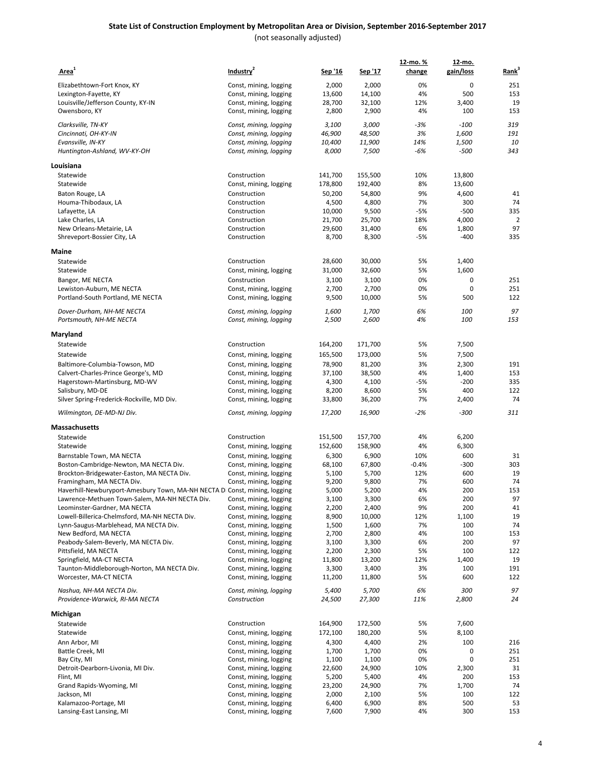# State List of Construction Employment by Metropolitan Area or Division, September 2016-September 2017

(not seasonally adjusted)

| Area[1] | Industry[2] | Sep '16 | Sep '17 | 12-mo. % change | 12-mo. gain/loss | Rank[3] |
|---|---|---|---|---|---|---|
| Elizabethtown-Fort Knox, KY | Const, mining, logging | 2,000 | 2,000 | 0% | 0 | 251 |
| Lexington-Fayette, KY | Const, mining, logging | 13,600 | 14,100 | 4% | 500 | 153 |
| Louisville/Jefferson County, KY-IN | Const, mining, logging | 28,700 | 32,100 | 12% | 3,400 | 19 |
| Owensboro, KY | Const, mining, logging | 2,800 | 2,900 | 4% | 100 | 153 |
| *Clarksville, TN-KY* | *Const, mining, logging* | *3,100* | *3,000* | *-3%* | *-100* | *319* |
| *Cincinnati, OH-KY-IN* | *Const, mining, logging* | *46,900* | *48,500* | *3%* | *1,600* | *191* |
| *Evansville, IN-KY* | *Const, mining, logging* | *10,400* | *11,900* | *14%* | *1,500* | *10* |
| *Huntington-Ashland, WV-KY-OH* | *Const, mining, logging* | *8,000* | *7,500* | *-6%* | *-500* | *343* |
| **Louisiana** | | | | | | |
| Statewide | Construction | 141,700 | 155,500 | 10% | 13,800 | |
| Statewide | Const, mining, logging | 178,800 | 192,400 | 8% | 13,600 | |
| Baton Rouge, LA | Construction | 50,200 | 54,800 | 9% | 4,600 | 41 |
| Houma-Thibodaux, LA | Construction | 4,500 | 4,800 | 7% | 300 | 74 |
| Lafayette, LA | Construction | 10,000 | 9,500 | -5% | -500 | 335 |
| Lake Charles, LA | Construction | 21,700 | 25,700 | 18% | 4,000 | 2 |
| New Orleans-Metairie, LA | Construction | 29,600 | 31,400 | 6% | 1,800 | 97 |
| Shreveport-Bossier City, LA | Construction | 8,700 | 8,300 | -5% | -400 | 335 |
| **Maine** | | | | | | |
| Statewide | Construction | 28,600 | 30,000 | 5% | 1,400 | |
| Statewide | Const, mining, logging | 31,000 | 32,600 | 5% | 1,600 | |
| Bangor, ME NECTA | Construction | 3,100 | 3,100 | 0% | 0 | 251 |
| Lewiston-Auburn, ME NECTA | Const, mining, logging | 2,700 | 2,700 | 0% | 0 | 251 |
| Portland-South Portland, ME NECTA | Const, mining, logging | 9,500 | 10,000 | 5% | 500 | 122 |
| *Dover-Durham, NH-ME NECTA* | *Const, mining, logging* | *1,600* | *1,700* | *6%* | *100* | *97* |
| *Portsmouth, NH-ME NECTA* | *Const, mining, logging* | *2,500* | *2,600* | *4%* | *100* | *153* |
| **Maryland** | | | | | | |
| Statewide | Construction | 164,200 | 171,700 | 5% | 7,500 | |
| Statewide | Const, mining, logging | 165,500 | 173,000 | 5% | 7,500 | |
| Baltimore-Columbia-Towson, MD | Const, mining, logging | 78,900 | 81,200 | 3% | 2,300 | 191 |
| Calvert-Charles-Prince George's, MD | Const, mining, logging | 37,100 | 38,500 | 4% | 1,400 | 153 |
| Hagerstown-Martinsburg, MD-WV | Const, mining, logging | 4,300 | 4,100 | -5% | -200 | 335 |
| Salisbury, MD-DE | Const, mining, logging | 8,200 | 8,600 | 5% | 400 | 122 |
| Silver Spring-Frederick-Rockville, MD Div. | Const, mining, logging | 33,800 | 36,200 | 7% | 2,400 | 74 |
| *Wilmington, DE-MD-NJ Div.* | *Const, mining, logging* | *17,200* | *16,900* | *-2%* | *-300* | *311* |
| **Massachusetts** | | | | | | |
| Statewide | Construction | 151,500 | 157,700 | 4% | 6,200 | |
| Statewide | Const, mining, logging | 152,600 | 158,900 | 4% | 6,300 | |
| Barnstable Town, MA NECTA | Const, mining, logging | 6,300 | 6,900 | 10% | 600 | 31 |
| Boston-Cambridge-Newton, MA NECTA Div. | Const, mining, logging | 68,100 | 67,800 | -0.4% | -300 | 303 |
| Brockton-Bridgewater-Easton, MA NECTA Div. | Const, mining, logging | 5,100 | 5,700 | 12% | 600 | 19 |
| Framingham, MA NECTA Div. | Const, mining, logging | 9,200 | 9,800 | 7% | 600 | 74 |
| Haverhill-Newburyport-Amesbury Town, MA-NH NECTA Di | Const, mining, logging | 5,000 | 5,200 | 4% | 200 | 153 |
| Lawrence-Methuen Town-Salem, MA-NH NECTA Div. | Const, mining, logging | 3,100 | 3,300 | 6% | 200 | 97 |
| Leominster-Gardner, MA NECTA | Const, mining, logging | 2,200 | 2,400 | 9% | 200 | 41 |
| Lowell-Billerica-Chelmsford, MA-NH NECTA Div. | Const, mining, logging | 8,900 | 10,000 | 12% | 1,100 | 19 |
| Lynn-Saugus-Marblehead, MA NECTA Div. | Const, mining, logging | 1,500 | 1,600 | 7% | 100 | 74 |
| New Bedford, MA NECTA | Const, mining, logging | 2,700 | 2,800 | 4% | 100 | 153 |
| Peabody-Salem-Beverly, MA NECTA Div. | Const, mining, logging | 3,100 | 3,300 | 6% | 200 | 97 |
| Pittsfield, MA NECTA | Const, mining, logging | 2,200 | 2,300 | 5% | 100 | 122 |
| Springfield, MA-CT NECTA | Const, mining, logging | 11,800 | 13,200 | 12% | 1,400 | 19 |
| Taunton-Middleborough-Norton, MA NECTA Div. | Const, mining, logging | 3,300 | 3,400 | 3% | 100 | 191 |
| Worcester, MA-CT NECTA | Const, mining, logging | 11,200 | 11,800 | 5% | 600 | 122 |
| *Nashua, NH-MA NECTA Div.* | *Const, mining, logging* | *5,400* | *5,700* | *6%* | *300* | *97* |
| *Providence-Warwick, RI-MA NECTA* | *Construction* | *24,500* | *27,300* | *11%* | *2,800* | *24* |
| **Michigan** | | | | | | |
| Statewide | Construction | 164,900 | 172,500 | 5% | 7,600 | |
| Statewide | Const, mining, logging | 172,100 | 180,200 | 5% | 8,100 | |
| Ann Arbor, MI | Const, mining, logging | 4,300 | 4,400 | 2% | 100 | 216 |
| Battle Creek, MI | Const, mining, logging | 1,700 | 1,700 | 0% | 0 | 251 |
| Bay City, MI | Const, mining, logging | 1,100 | 1,100 | 0% | 0 | 251 |
| Detroit-Dearborn-Livonia, MI Div. | Const, mining, logging | 22,600 | 24,900 | 10% | 2,300 | 31 |
| Flint, MI | Const, mining, logging | 5,200 | 5,400 | 4% | 200 | 153 |
| Grand Rapids-Wyoming, MI | Const, mining, logging | 23,200 | 24,900 | 7% | 1,700 | 74 |
| Jackson, MI | Const, mining, logging | 2,000 | 2,100 | 5% | 100 | 122 |
| Kalamazoo-Portage, MI | Const, mining, logging | 6,400 | 6,900 | 8% | 500 | 53 |
| Lansing-East Lansing, MI | Const, mining, logging | 7,600 | 7,900 | 4% | 300 | 153 |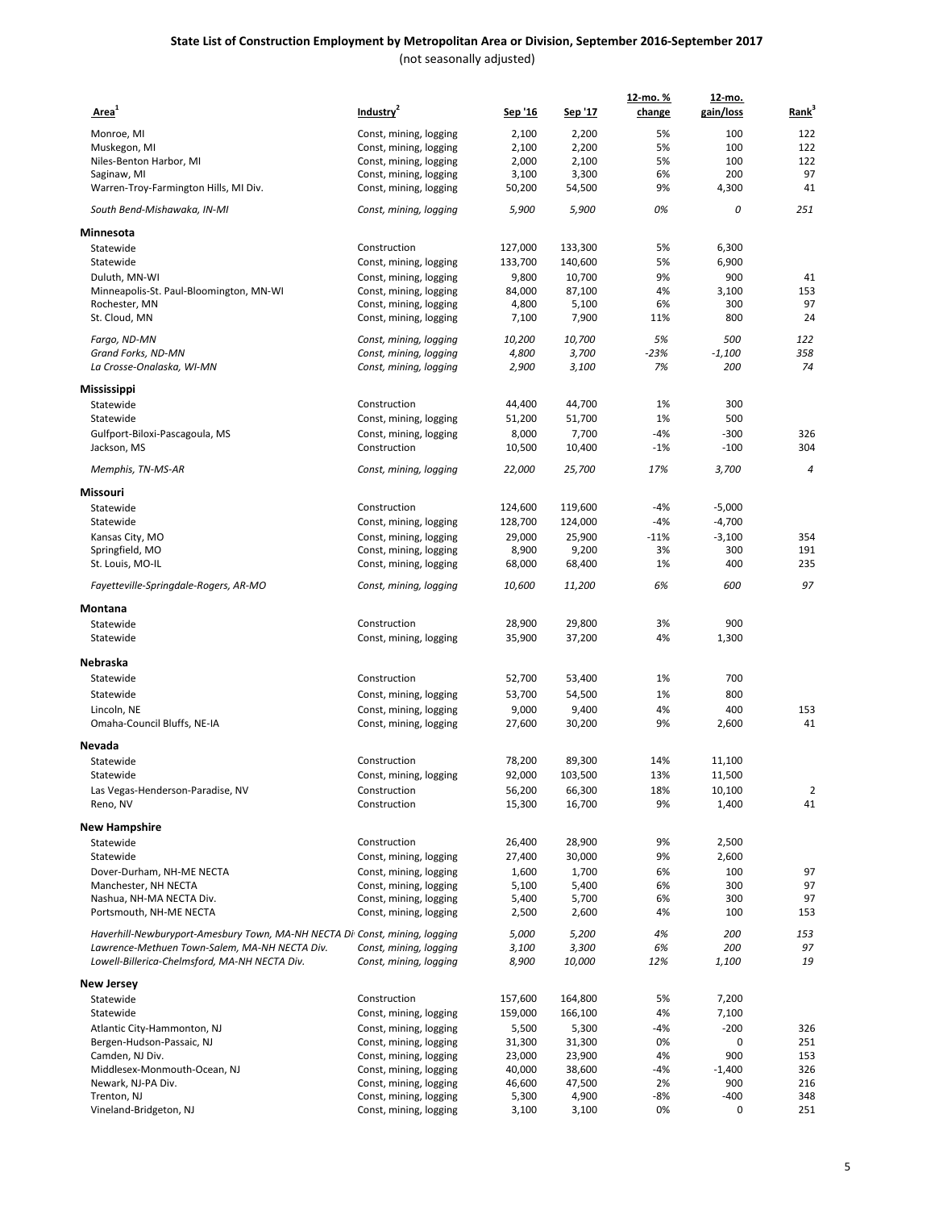## State List of Construction Employment by Metropolitan Area or Division, September 2016-September 2017

(not seasonally adjusted)

| Area[1] | Industry[2] | Sep '16 | Sep '17 | 12-mo. % change | 12-mo. gain/loss | Rank[3] |
|---|---|---|---|---|---|---|
| Monroe, MI | Const, mining, logging | 2,100 | 2,200 | 5% | 100 | 122 |
| Muskegon, MI | Const, mining, logging | 2,100 | 2,200 | 5% | 100 | 122 |
| Niles-Benton Harbor, MI | Const, mining, logging | 2,000 | 2,100 | 5% | 100 | 122 |
| Saginaw, MI | Const, mining, logging | 3,100 | 3,300 | 6% | 200 | 97 |
| Warren-Troy-Farmington Hills, MI Div. | Const, mining, logging | 50,200 | 54,500 | 9% | 4,300 | 41 |
| *South Bend-Mishawaka, IN-MI* | *Const, mining, logging* | *5,900* | *5,900* | *0%* | *0* | *251* |
| **Minnesota** | | | | | | |
| Statewide | Construction | 127,000 | 133,300 | 5% | 6,300 | |
| Statewide | Const, mining, logging | 133,700 | 140,600 | 5% | 6,900 | |
| Duluth, MN-WI | Const, mining, logging | 9,800 | 10,700 | 9% | 900 | 41 |
| Minneapolis-St. Paul-Bloomington, MN-WI | Const, mining, logging | 84,000 | 87,100 | 4% | 3,100 | 153 |
| Rochester, MN | Const, mining, logging | 4,800 | 5,100 | 6% | 300 | 97 |
| St. Cloud, MN | Const, mining, logging | 7,100 | 7,900 | 11% | 800 | 24 |
| *Fargo, ND-MN* | *Const, mining, logging* | *10,200* | *10,700* | *5%* | *500* | *122* |
| *Grand Forks, ND-MN* | *Const, mining, logging* | *4,800* | *3,700* | *-23%* | *-1,100* | *358* |
| *La Crosse-Onalaska, WI-MN* | *Const, mining, logging* | *2,900* | *3,100* | *7%* | *200* | *74* |
| **Mississippi** | | | | | | |
| Statewide | Construction | 44,400 | 44,700 | 1% | 300 | |
| Statewide | Const, mining, logging | 51,200 | 51,700 | 1% | 500 | |
| Gulfport-Biloxi-Pascagoula, MS | Const, mining, logging | 8,000 | 7,700 | -4% | -300 | 326 |
| Jackson, MS | Construction | 10,500 | 10,400 | -1% | -100 | 304 |
| *Memphis, TN-MS-AR* | *Const, mining, logging* | *22,000* | *25,700* | *17%* | *3,700* | *4* |
| **Missouri** | | | | | | |
| Statewide | Construction | 124,600 | 119,600 | -4% | -5,000 | |
| Statewide | Const, mining, logging | 128,700 | 124,000 | -4% | -4,700 | |
| Kansas City, MO | Const, mining, logging | 29,000 | 25,900 | -11% | -3,100 | 354 |
| Springfield, MO | Const, mining, logging | 8,900 | 9,200 | 3% | 300 | 191 |
| St. Louis, MO-IL | Const, mining, logging | 68,000 | 68,400 | 1% | 400 | 235 |
| *Fayetteville-Springdale-Rogers, AR-MO* | *Const, mining, logging* | *10,600* | *11,200* | *6%* | *600* | *97* |
| **Montana** | | | | | | |
| Statewide | Construction | 28,900 | 29,800 | 3% | 900 | |
| Statewide | Const, mining, logging | 35,900 | 37,200 | 4% | 1,300 | |
| **Nebraska** | | | | | | |
| Statewide | Construction | 52,700 | 53,400 | 1% | 700 | |
| Statewide | Const, mining, logging | 53,700 | 54,500 | 1% | 800 | |
| Lincoln, NE | Const, mining, logging | 9,000 | 9,400 | 4% | 400 | 153 |
| Omaha-Council Bluffs, NE-IA | Const, mining, logging | 27,600 | 30,200 | 9% | 2,600 | 41 |
| **Nevada** | | | | | | |
| Statewide | Construction | 78,200 | 89,300 | 14% | 11,100 | |
| Statewide | Const, mining, logging | 92,000 | 103,500 | 13% | 11,500 | |
| Las Vegas-Henderson-Paradise, NV | Construction | 56,200 | 66,300 | 18% | 10,100 | 2 |
| Reno, NV | Construction | 15,300 | 16,700 | 9% | 1,400 | 41 |
| **New Hampshire** | | | | | | |
| Statewide | Construction | 26,400 | 28,900 | 9% | 2,500 | |
| Statewide | Const, mining, logging | 27,400 | 30,000 | 9% | 2,600 | |
| Dover-Durham, NH-ME NECTA | Const, mining, logging | 1,600 | 1,700 | 6% | 100 | 97 |
| Manchester, NH NECTA | Const, mining, logging | 5,100 | 5,400 | 6% | 300 | 97 |
| Nashua, NH-MA NECTA Div. | Const, mining, logging | 5,400 | 5,700 | 6% | 300 | 97 |
| Portsmouth, NH-ME NECTA | Const, mining, logging | 2,500 | 2,600 | 4% | 100 | 153 |
| *Haverhill-Newburyport-Amesbury Town, MA-NH NECTA Di* | *Const, mining, logging* | *5,000* | *5,200* | *4%* | *200* | *153* |
| *Lawrence-Methuen Town-Salem, MA-NH NECTA Div.* | *Const, mining, logging* | *3,100* | *3,300* | *6%* | *200* | *97* |
| *Lowell-Billerica-Chelmsford, MA-NH NECTA Div.* | *Const, mining, logging* | *8,900* | *10,000* | *12%* | *1,100* | *19* |
| **New Jersey** | | | | | | |
| Statewide | Construction | 157,600 | 164,800 | 5% | 7,200 | |
| Statewide | Const, mining, logging | 159,000 | 166,100 | 4% | 7,100 | |
| Atlantic City-Hammonton, NJ | Const, mining, logging | 5,500 | 5,300 | -4% | -200 | 326 |
| Bergen-Hudson-Passaic, NJ | Const, mining, logging | 31,300 | 31,300 | 0% | 0 | 251 |
| Camden, NJ Div. | Const, mining, logging | 23,000 | 23,900 | 4% | 900 | 153 |
| Middlesex-Monmouth-Ocean, NJ | Const, mining, logging | 40,000 | 38,600 | -4% | -1,400 | 326 |
| Newark, NJ-PA Div. | Const, mining, logging | 46,600 | 47,500 | 2% | 900 | 216 |
| Trenton, NJ | Const, mining, logging | 5,300 | 4,900 | -8% | -400 | 348 |
| Vineland-Bridgeton, NJ | Const, mining, logging | 3,100 | 3,100 | 0% | 0 | 251 |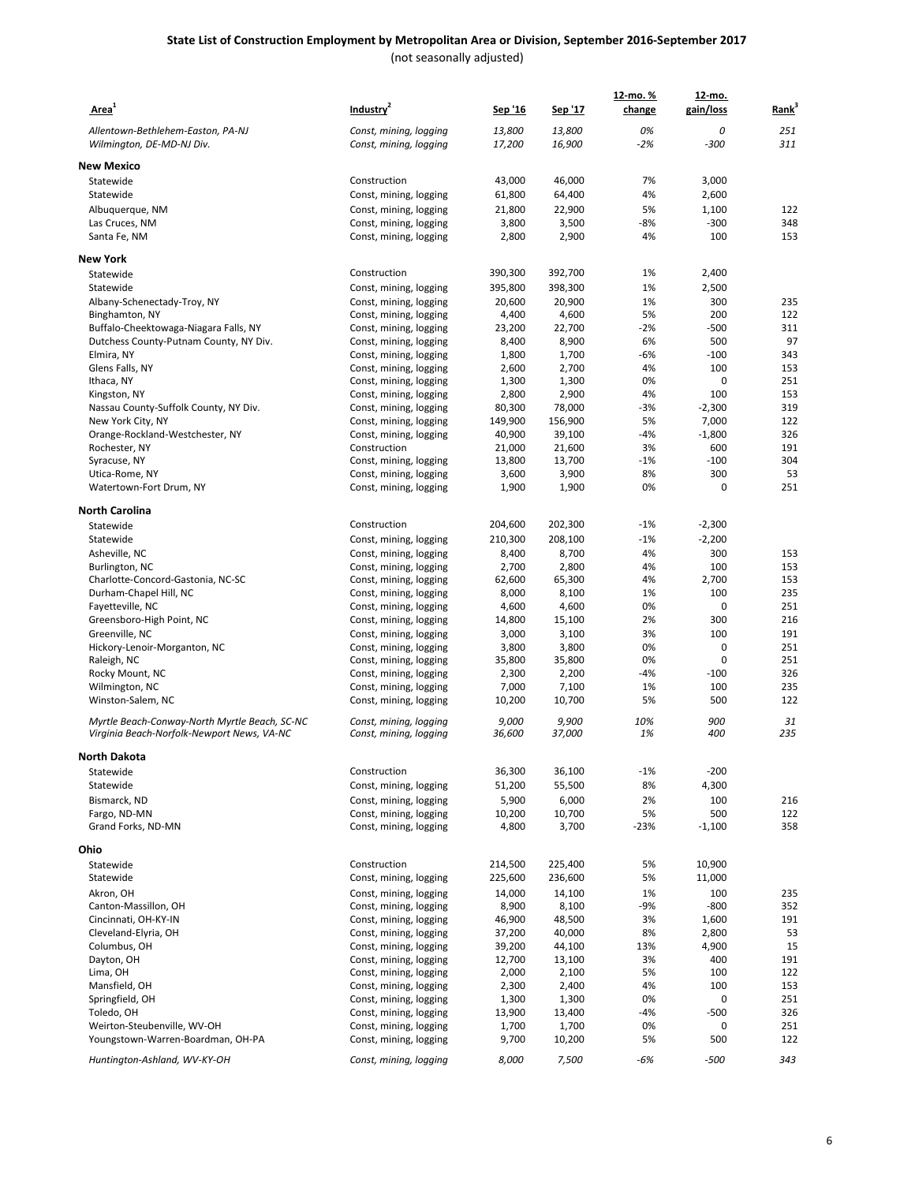# State List of Construction Employment by Metropolitan Area or Division, September 2016-September 2017

(not seasonally adjusted)

| Area[1] | Industry[2] | Sep '16 | Sep '17 | 12-mo. % change | 12-mo. gain/loss | Rank[3] |
|---|---|---|---|---|---|---|
| *Allentown-Bethlehem-Easton, PA-NJ* | *Const, mining, logging* | *13,800* | *13,800* | *0%* | *0* | *251* |
| *Wilmington, DE-MD-NJ Div.* | *Const, mining, logging* | *17,200* | *16,900* | *-2%* | *-300* | *311* |
| **New Mexico** | | | | | | |
| Statewide | Construction | 43,000 | 46,000 | 7% | 3,000 | |
| Statewide | Const, mining, logging | 61,800 | 64,400 | 4% | 2,600 | |
| Albuquerque, NM | Const, mining, logging | 21,800 | 22,900 | 5% | 1,100 | 122 |
| Las Cruces, NM | Const, mining, logging | 3,800 | 3,500 | -8% | -300 | 348 |
| Santa Fe, NM | Const, mining, logging | 2,800 | 2,900 | 4% | 100 | 153 |
| **New York** | | | | | | |
| Statewide | Construction | 390,300 | 392,700 | 1% | 2,400 | |
| Statewide | Const, mining, logging | 395,800 | 398,300 | 1% | 2,500 | |
| Albany-Schenectady-Troy, NY | Const, mining, logging | 20,600 | 20,900 | 1% | 300 | 235 |
| Binghamton, NY | Const, mining, logging | 4,400 | 4,600 | 5% | 200 | 122 |
| Buffalo-Cheektowaga-Niagara Falls, NY | Const, mining, logging | 23,200 | 22,700 | -2% | -500 | 311 |
| Dutchess County-Putnam County, NY Div. | Const, mining, logging | 8,400 | 8,900 | 6% | 500 | 97 |
| Elmira, NY | Const, mining, logging | 1,800 | 1,700 | -6% | -100 | 343 |
| Glens Falls, NY | Const, mining, logging | 2,600 | 2,700 | 4% | 100 | 153 |
| Ithaca, NY | Const, mining, logging | 1,300 | 1,300 | 0% | 0 | 251 |
| Kingston, NY | Const, mining, logging | 2,800 | 2,900 | 4% | 100 | 153 |
| Nassau County-Suffolk County, NY Div. | Const, mining, logging | 80,300 | 78,000 | -3% | -2,300 | 319 |
| New York City, NY | Const, mining, logging | 149,900 | 156,900 | 5% | 7,000 | 122 |
| Orange-Rockland-Westchester, NY | Const, mining, logging | 40,900 | 39,100 | -4% | -1,800 | 326 |
| Rochester, NY | Construction | 21,000 | 21,600 | 3% | 600 | 191 |
| Syracuse, NY | Const, mining, logging | 13,800 | 13,700 | -1% | -100 | 304 |
| Utica-Rome, NY | Const, mining, logging | 3,600 | 3,900 | 8% | 300 | 53 |
| Watertown-Fort Drum, NY | Const, mining, logging | 1,900 | 1,900 | 0% | 0 | 251 |
| **North Carolina** | | | | | | |
| Statewide | Construction | 204,600 | 202,300 | -1% | -2,300 | |
| Statewide | Const, mining, logging | 210,300 | 208,100 | -1% | -2,200 | |
| Asheville, NC | Const, mining, logging | 8,400 | 8,700 | 4% | 300 | 153 |
| Burlington, NC | Const, mining, logging | 2,700 | 2,800 | 4% | 100 | 153 |
| Charlotte-Concord-Gastonia, NC-SC | Const, mining, logging | 62,600 | 65,300 | 4% | 2,700 | 153 |
| Durham-Chapel Hill, NC | Const, mining, logging | 8,000 | 8,100 | 1% | 100 | 235 |
| Fayetteville, NC | Const, mining, logging | 4,600 | 4,600 | 0% | 0 | 251 |
| Greensboro-High Point, NC | Const, mining, logging | 14,800 | 15,100 | 2% | 300 | 216 |
| Greenville, NC | Const, mining, logging | 3,000 | 3,100 | 3% | 100 | 191 |
| Hickory-Lenoir-Morganton, NC | Const, mining, logging | 3,800 | 3,800 | 0% | 0 | 251 |
| Raleigh, NC | Const, mining, logging | 35,800 | 35,800 | 0% | 0 | 251 |
| Rocky Mount, NC | Const, mining, logging | 2,300 | 2,200 | -4% | -100 | 326 |
| Wilmington, NC | Const, mining, logging | 7,000 | 7,100 | 1% | 100 | 235 |
| Winston-Salem, NC | Const, mining, logging | 10,200 | 10,700 | 5% | 500 | 122 |
| *Myrtle Beach-Conway-North Myrtle Beach, SC-NC* | *Const, mining, logging* | *9,000* | *9,900* | *10%* | *900* | *31* |
| *Virginia Beach-Norfolk-Newport News, VA-NC* | *Const, mining, logging* | *36,600* | *37,000* | *1%* | *400* | *235* |
| **North Dakota** | | | | | | |
| Statewide | Construction | 36,300 | 36,100 | -1% | -200 | |
| Statewide | Const, mining, logging | 51,200 | 55,500 | 8% | 4,300 | |
| Bismarck, ND | Const, mining, logging | 5,900 | 6,000 | 2% | 100 | 216 |
| Fargo, ND-MN | Const, mining, logging | 10,200 | 10,700 | 5% | 500 | 122 |
| Grand Forks, ND-MN | Const, mining, logging | 4,800 | 3,700 | -23% | -1,100 | 358 |
| **Ohio** | | | | | | |
| Statewide | Construction | 214,500 | 225,400 | 5% | 10,900 | |
| Statewide | Const, mining, logging | 225,600 | 236,600 | 5% | 11,000 | |
| Akron, OH | Const, mining, logging | 14,000 | 14,100 | 1% | 100 | 235 |
| Canton-Massillon, OH | Const, mining, logging | 8,900 | 8,100 | -9% | -800 | 352 |
| Cincinnati, OH-KY-IN | Const, mining, logging | 46,900 | 48,500 | 3% | 1,600 | 191 |
| Cleveland-Elyria, OH | Const, mining, logging | 37,200 | 40,000 | 8% | 2,800 | 53 |
| Columbus, OH | Const, mining, logging | 39,200 | 44,100 | 13% | 4,900 | 15 |
| Dayton, OH | Const, mining, logging | 12,700 | 13,100 | 3% | 400 | 191 |
| Lima, OH | Const, mining, logging | 2,000 | 2,100 | 5% | 100 | 122 |
| Mansfield, OH | Const, mining, logging | 2,300 | 2,400 | 4% | 100 | 153 |
| Springfield, OH | Const, mining, logging | 1,300 | 1,300 | 0% | 0 | 251 |
| Toledo, OH | Const, mining, logging | 13,900 | 13,400 | -4% | -500 | 326 |
| Weirton-Steubenville, WV-OH | Const, mining, logging | 1,700 | 1,700 | 0% | 0 | 251 |
| Youngstown-Warren-Boardman, OH-PA | Const, mining, logging | 9,700 | 10,200 | 5% | 500 | 122 |
| *Huntington-Ashland, WV-KY-OH* | *Const, mining, logging* | *8,000* | *7,500* | *-6%* | *-500* | *343* |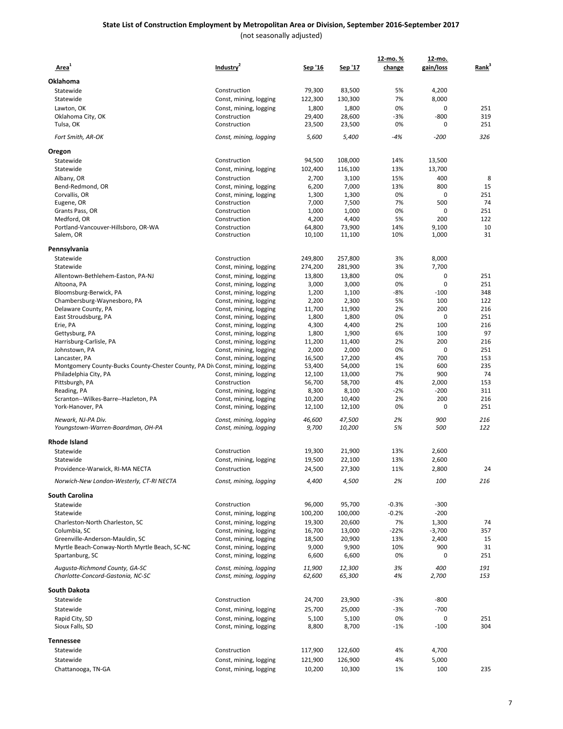# State List of Construction Employment by Metropolitan Area or Division, September 2016-September 2017

(not seasonally adjusted)

| Area[1] | Industry[2] | Sep '16 | Sep '17 | 12-mo. % change | 12-mo. gain/loss | Rank[3] |
|---|---|---|---|---|---|---|
| **Oklahoma** | | | | | | |
| Statewide | Construction | 79,300 | 83,500 | 5% | 4,200 | |
| Statewide | Const, mining, logging | 122,300 | 130,300 | 7% | 8,000 | |
| Lawton, OK | Const, mining, logging | 1,800 | 1,800 | 0% | 0 | 251 |
| Oklahoma City, OK | Construction | 29,400 | 28,600 | -3% | -800 | 319 |
| Tulsa, OK | Construction | 23,500 | 23,500 | 0% | 0 | 251 |
| *Fort Smith, AR-OK* | *Const, mining, logging* | *5,600* | *5,400* | *-4%* | *-200* | *326* |
| **Oregon** | | | | | | |
| Statewide | Construction | 94,500 | 108,000 | 14% | 13,500 | |
| Statewide | Const, mining, logging | 102,400 | 116,100 | 13% | 13,700 | |
| Albany, OR | Construction | 2,700 | 3,100 | 15% | 400 | 8 |
| Bend-Redmond, OR | Const, mining, logging | 6,200 | 7,000 | 13% | 800 | 15 |
| Corvallis, OR | Const, mining, logging | 1,300 | 1,300 | 0% | 0 | 251 |
| Eugene, OR | Construction | 7,000 | 7,500 | 7% | 500 | 74 |
| Grants Pass, OR | Construction | 1,000 | 1,000 | 0% | 0 | 251 |
| Medford, OR | Construction | 4,200 | 4,400 | 5% | 200 | 122 |
| Portland-Vancouver-Hillsboro, OR-WA | Construction | 64,800 | 73,900 | 14% | 9,100 | 10 |
| Salem, OR | Construction | 10,100 | 11,100 | 10% | 1,000 | 31 |
| **Pennsylvania** | | | | | | |
| Statewide | Construction | 249,800 | 257,800 | 3% | 8,000 | |
| Statewide | Const, mining, logging | 274,200 | 281,900 | 3% | 7,700 | |
| Allentown-Bethlehem-Easton, PA-NJ | Const, mining, logging | 13,800 | 13,800 | 0% | 0 | 251 |
| Altoona, PA | Const, mining, logging | 3,000 | 3,000 | 0% | 0 | 251 |
| Bloomsburg-Berwick, PA | Const, mining, logging | 1,200 | 1,100 | -8% | -100 | 348 |
| Chambersburg-Waynesboro, PA | Const, mining, logging | 2,200 | 2,300 | 5% | 100 | 122 |
| Delaware County, PA | Const, mining, logging | 11,700 | 11,900 | 2% | 200 | 216 |
| East Stroudsburg, PA | Const, mining, logging | 1,800 | 1,800 | 0% | 0 | 251 |
| Erie, PA | Const, mining, logging | 4,300 | 4,400 | 2% | 100 | 216 |
| Gettysburg, PA | Const, mining, logging | 1,800 | 1,900 | 6% | 100 | 97 |
| Harrisburg-Carlisle, PA | Const, mining, logging | 11,200 | 11,400 | 2% | 200 | 216 |
| Johnstown, PA | Const, mining, logging | 2,000 | 2,000 | 0% | 0 | 251 |
| Lancaster, PA | Const, mining, logging | 16,500 | 17,200 | 4% | 700 | 153 |
| Montgomery County-Bucks County-Chester County, PA Div | Const, mining, logging | 53,400 | 54,000 | 1% | 600 | 235 |
| Philadelphia City, PA | Const, mining, logging | 12,100 | 13,000 | 7% | 900 | 74 |
| Pittsburgh, PA | Construction | 56,700 | 58,700 | 4% | 2,000 | 153 |
| Reading, PA | Const, mining, logging | 8,300 | 8,100 | -2% | -200 | 311 |
| Scranton--Wilkes-Barre--Hazleton, PA | Const, mining, logging | 10,200 | 10,400 | 2% | 200 | 216 |
| York-Hanover, PA | Const, mining, logging | 12,100 | 12,100 | 0% | 0 | 251 |
| *Newark, NJ-PA Div.* | *Const, mining, logging* | *46,600* | *47,500* | *2%* | *900* | *216* |
| *Youngstown-Warren-Boardman, OH-PA* | *Const, mining, logging* | *9,700* | *10,200* | *5%* | *500* | *122* |
| **Rhode Island** | | | | | | |
| Statewide | Construction | 19,300 | 21,900 | 13% | 2,600 | |
| Statewide | Const, mining, logging | 19,500 | 22,100 | 13% | 2,600 | |
| Providence-Warwick, RI-MA NECTA | Construction | 24,500 | 27,300 | 11% | 2,800 | 24 |
| *Norwich-New London-Westerly, CT-RI NECTA* | *Const, mining, logging* | *4,400* | *4,500* | *2%* | *100* | *216* |
| **South Carolina** | | | | | | |
| Statewide | Construction | 96,000 | 95,700 | -0.3% | -300 | |
| Statewide | Const, mining, logging | 100,200 | 100,000 | -0.2% | -200 | |
| Charleston-North Charleston, SC | Const, mining, logging | 19,300 | 20,600 | 7% | 1,300 | 74 |
| Columbia, SC | Const, mining, logging | 16,700 | 13,000 | -22% | -3,700 | 357 |
| Greenville-Anderson-Mauldin, SC | Const, mining, logging | 18,500 | 20,900 | 13% | 2,400 | 15 |
| Myrtle Beach-Conway-North Myrtle Beach, SC-NC | Const, mining, logging | 9,000 | 9,900 | 10% | 900 | 31 |
| Spartanburg, SC | Const, mining, logging | 6,600 | 6,600 | 0% | 0 | 251 |
| *Augusta-Richmond County, GA-SC* | *Const, mining, logging* | *11,900* | *12,300* | *3%* | *400* | *191* |
| *Charlotte-Concord-Gastonia, NC-SC* | *Const, mining, logging* | *62,600* | *65,300* | *4%* | *2,700* | *153* |
| **South Dakota** | | | | | | |
| Statewide | Construction | 24,700 | 23,900 | -3% | -800 | |
| Statewide | Const, mining, logging | 25,700 | 25,000 | -3% | -700 | |
| Rapid City, SD | Const, mining, logging | 5,100 | 5,100 | 0% | 0 | 251 |
| Sioux Falls, SD | Const, mining, logging | 8,800 | 8,700 | -1% | -100 | 304 |
| **Tennessee** | | | | | | |
| Statewide | Construction | 117,900 | 122,600 | 4% | 4,700 | |
| Statewide | Const, mining, logging | 121,900 | 126,900 | 4% | 5,000 | |
| Chattanooga, TN-GA | Const, mining, logging | 10,200 | 10,300 | 1% | 100 | 235 |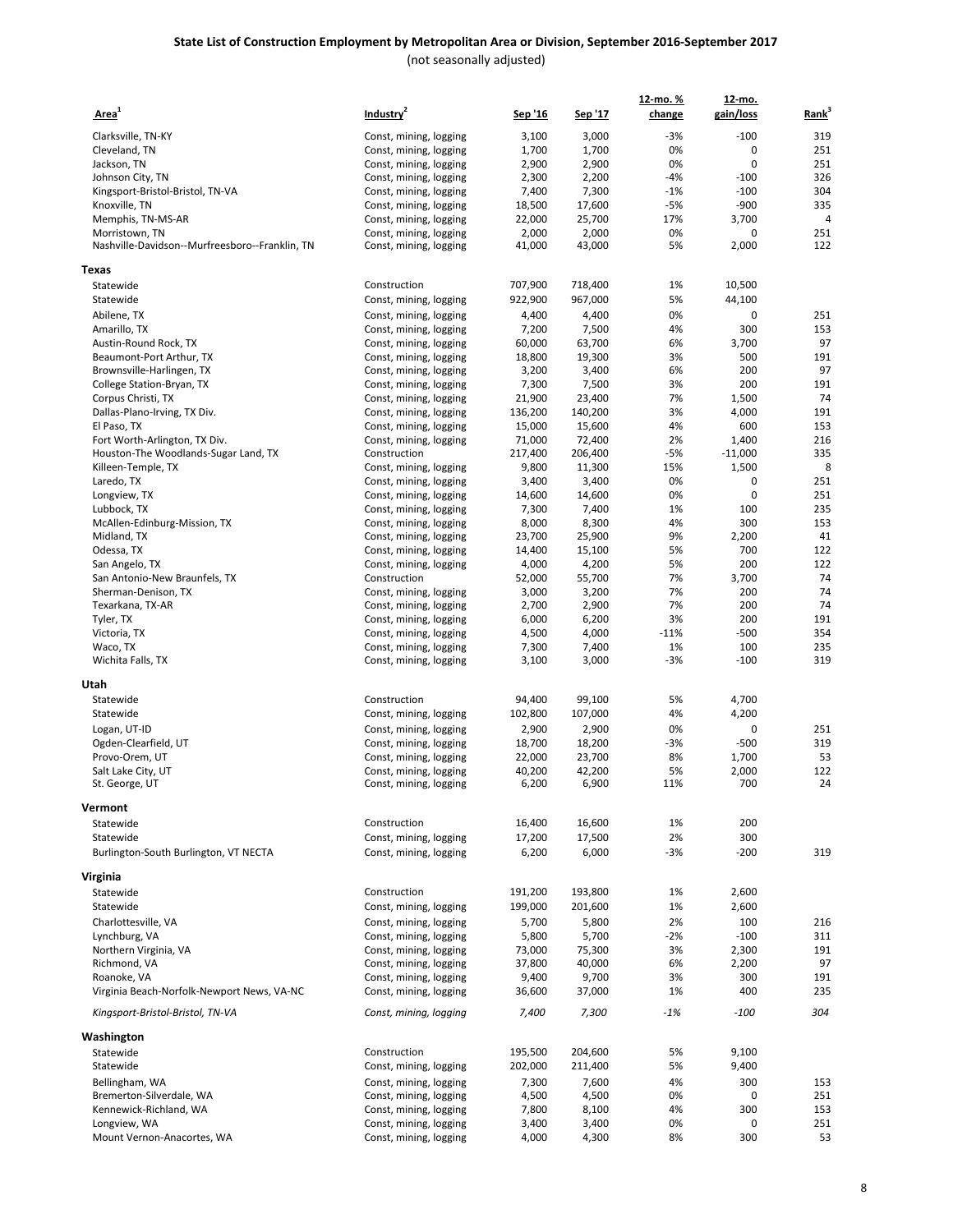## State List of Construction Employment by Metropolitan Area or Division, September 2016-September 2017

(not seasonally adjusted)

| Area[1] | Industry[2] | Sep '16 | Sep '17 | 12-mo. % change | 12-mo. gain/loss | Rank[3] |
|---|---|---|---|---|---|---|
| Clarksville, TN-KY | Const, mining, logging | 3,100 | 3,000 | -3% | -100 | 319 |
| Cleveland, TN | Const, mining, logging | 1,700 | 1,700 | 0% | 0 | 251 |
| Jackson, TN | Const, mining, logging | 2,900 | 2,900 | 0% | 0 | 251 |
| Johnson City, TN | Const, mining, logging | 2,300 | 2,200 | -4% | -100 | 326 |
| Kingsport-Bristol-Bristol, TN-VA | Const, mining, logging | 7,400 | 7,300 | -1% | -100 | 304 |
| Knoxville, TN | Const, mining, logging | 18,500 | 17,600 | -5% | -900 | 335 |
| Memphis, TN-MS-AR | Const, mining, logging | 22,000 | 25,700 | 17% | 3,700 | 4 |
| Morristown, TN | Const, mining, logging | 2,000 | 2,000 | 0% | 0 | 251 |
| Nashville-Davidson--Murfreesboro--Franklin, TN | Const, mining, logging | 41,000 | 43,000 | 5% | 2,000 | 122 |
| **Texas** | | | | | | |
| Statewide | Construction | 707,900 | 718,400 | 1% | 10,500 | |
| Statewide | Const, mining, logging | 922,900 | 967,000 | 5% | 44,100 | |
| Abilene, TX | Const, mining, logging | 4,400 | 4,400 | 0% | 0 | 251 |
| Amarillo, TX | Const, mining, logging | 7,200 | 7,500 | 4% | 300 | 153 |
| Austin-Round Rock, TX | Const, mining, logging | 60,000 | 63,700 | 6% | 3,700 | 97 |
| Beaumont-Port Arthur, TX | Const, mining, logging | 18,800 | 19,300 | 3% | 500 | 191 |
| Brownsville-Harlingen, TX | Const, mining, logging | 3,200 | 3,400 | 6% | 200 | 97 |
| College Station-Bryan, TX | Const, mining, logging | 7,300 | 7,500 | 3% | 200 | 191 |
| Corpus Christi, TX | Const, mining, logging | 21,900 | 23,400 | 7% | 1,500 | 74 |
| Dallas-Plano-Irving, TX Div. | Const, mining, logging | 136,200 | 140,200 | 3% | 4,000 | 191 |
| El Paso, TX | Const, mining, logging | 15,000 | 15,600 | 4% | 600 | 153 |
| Fort Worth-Arlington, TX Div. | Const, mining, logging | 71,000 | 72,400 | 2% | 1,400 | 216 |
| Houston-The Woodlands-Sugar Land, TX | Construction | 217,400 | 206,400 | -5% | -11,000 | 335 |
| Killeen-Temple, TX | Const, mining, logging | 9,800 | 11,300 | 15% | 1,500 | 8 |
| Laredo, TX | Const, mining, logging | 3,400 | 3,400 | 0% | 0 | 251 |
| Longview, TX | Const, mining, logging | 14,600 | 14,600 | 0% | 0 | 251 |
| Lubbock, TX | Const, mining, logging | 7,300 | 7,400 | 1% | 100 | 235 |
| McAllen-Edinburg-Mission, TX | Const, mining, logging | 8,000 | 8,300 | 4% | 300 | 153 |
| Midland, TX | Const, mining, logging | 23,700 | 25,900 | 9% | 2,200 | 41 |
| Odessa, TX | Const, mining, logging | 14,400 | 15,100 | 5% | 700 | 122 |
| San Angelo, TX | Const, mining, logging | 4,000 | 4,200 | 5% | 200 | 122 |
| San Antonio-New Braunfels, TX | Construction | 52,000 | 55,700 | 7% | 3,700 | 74 |
| Sherman-Denison, TX | Const, mining, logging | 3,000 | 3,200 | 7% | 200 | 74 |
| Texarkana, TX-AR | Const, mining, logging | 2,700 | 2,900 | 7% | 200 | 74 |
| Tyler, TX | Const, mining, logging | 6,000 | 6,200 | 3% | 200 | 191 |
| Victoria, TX | Const, mining, logging | 4,500 | 4,000 | -11% | -500 | 354 |
| Waco, TX | Const, mining, logging | 7,300 | 7,400 | 1% | 100 | 235 |
| Wichita Falls, TX | Const, mining, logging | 3,100 | 3,000 | -3% | -100 | 319 |
| **Utah** | | | | | | |
| Statewide | Construction | 94,400 | 99,100 | 5% | 4,700 | |
| Statewide | Const, mining, logging | 102,800 | 107,000 | 4% | 4,200 | |
| Logan, UT-ID | Const, mining, logging | 2,900 | 2,900 | 0% | 0 | 251 |
| Ogden-Clearfield, UT | Const, mining, logging | 18,700 | 18,200 | -3% | -500 | 319 |
| Provo-Orem, UT | Const, mining, logging | 22,000 | 23,700 | 8% | 1,700 | 53 |
| Salt Lake City, UT | Const, mining, logging | 40,200 | 42,200 | 5% | 2,000 | 122 |
| St. George, UT | Const, mining, logging | 6,200 | 6,900 | 11% | 700 | 24 |
| **Vermont** | | | | | | |
| Statewide | Construction | 16,400 | 16,600 | 1% | 200 | |
| Statewide | Const, mining, logging | 17,200 | 17,500 | 2% | 300 | |
| Burlington-South Burlington, VT NECTA | Const, mining, logging | 6,200 | 6,000 | -3% | -200 | 319 |
| **Virginia** | | | | | | |
| Statewide | Construction | 191,200 | 193,800 | 1% | 2,600 | |
| Statewide | Const, mining, logging | 199,000 | 201,600 | 1% | 2,600 | |
| Charlottesville, VA | Const, mining, logging | 5,700 | 5,800 | 2% | 100 | 216 |
| Lynchburg, VA | Const, mining, logging | 5,800 | 5,700 | -2% | -100 | 311 |
| Northern Virginia, VA | Const, mining, logging | 73,000 | 75,300 | 3% | 2,300 | 191 |
| Richmond, VA | Const, mining, logging | 37,800 | 40,000 | 6% | 2,200 | 97 |
| Roanoke, VA | Const, mining, logging | 9,400 | 9,700 | 3% | 300 | 191 |
| Virginia Beach-Norfolk-Newport News, VA-NC | Const, mining, logging | 36,600 | 37,000 | 1% | 400 | 235 |
| *Kingsport-Bristol-Bristol, TN-VA* | *Const, mining, logging* | *7,400* | *7,300* | *-1%* | *-100* | *304* |
| **Washington** | | | | | | |
| Statewide | Construction | 195,500 | 204,600 | 5% | 9,100 | |
| Statewide | Const, mining, logging | 202,000 | 211,400 | 5% | 9,400 | |
| Bellingham, WA | Const, mining, logging | 7,300 | 7,600 | 4% | 300 | 153 |
| Bremerton-Silverdale, WA | Const, mining, logging | 4,500 | 4,500 | 0% | 0 | 251 |
| Kennewick-Richland, WA | Const, mining, logging | 7,800 | 8,100 | 4% | 300 | 153 |
| Longview, WA | Const, mining, logging | 3,400 | 3,400 | 0% | 0 | 251 |
| Mount Vernon-Anacortes, WA | Const, mining, logging | 4,000 | 4,300 | 8% | 300 | 53 |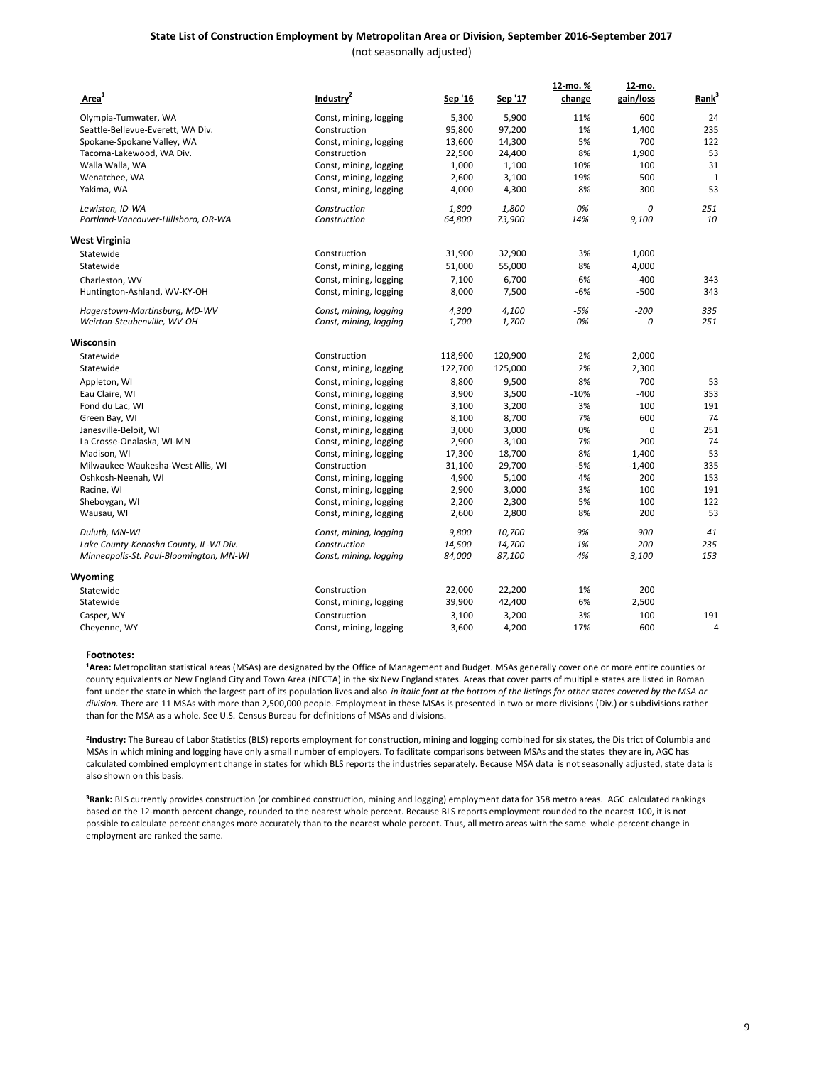**State List of Construction Employment by Metropolitan Area or Division, September 2016-September 2017**

(not seasonally adjusted)

| Area[1] | Industry[2] | Sep '16 | Sep '17 | 12-mo. % change | 12-mo. gain/loss | Rank[3] |
|---|---|---|---|---|---|---|
| Olympia-Tumwater, WA | Const, mining, logging | 5,300 | 5,900 | 11% | 600 | 24 |
| Seattle-Bellevue-Everett, WA Div. | Construction | 95,800 | 97,200 | 1% | 1,400 | 235 |
| Spokane-Spokane Valley, WA | Const, mining, logging | 13,600 | 14,300 | 5% | 700 | 122 |
| Tacoma-Lakewood, WA Div. | Construction | 22,500 | 24,400 | 8% | 1,900 | 53 |
| Walla Walla, WA | Const, mining, logging | 1,000 | 1,100 | 10% | 100 | 31 |
| Wenatchee, WA | Const, mining, logging | 2,600 | 3,100 | 19% | 500 | 1 |
| Yakima, WA | Const, mining, logging | 4,000 | 4,300 | 8% | 300 | 53 |
| *Lewiston, ID-WA* | *Construction* | *1,800* | *1,800* | *0%* | *0* | *251* |
| *Portland-Vancouver-Hillsboro, OR-WA* | *Construction* | *64,800* | *73,900* | *14%* | *9,100* | *10* |
| **West Virginia** | | | | | | |
| Statewide | Construction | 31,900 | 32,900 | 3% | 1,000 | |
| Statewide | Const, mining, logging | 51,000 | 55,000 | 8% | 4,000 | |
| Charleston, WV | Const, mining, logging | 7,100 | 6,700 | -6% | -400 | 343 |
| Huntington-Ashland, WV-KY-OH | Const, mining, logging | 8,000 | 7,500 | -6% | -500 | 343 |
| *Hagerstown-Martinsburg, MD-WV* | *Const, mining, logging* | *4,300* | *4,100* | *-5%* | *-200* | *335* |
| *Weirton-Steubenville, WV-OH* | *Const, mining, logging* | *1,700* | *1,700* | *0%* | *0* | *251* |
| **Wisconsin** | | | | | | |
| Statewide | Construction | 118,900 | 120,900 | 2% | 2,000 | |
| Statewide | Const, mining, logging | 122,700 | 125,000 | 2% | 2,300 | |
| Appleton, WI | Const, mining, logging | 8,800 | 9,500 | 8% | 700 | 53 |
| Eau Claire, WI | Const, mining, logging | 3,900 | 3,500 | -10% | -400 | 353 |
| Fond du Lac, WI | Const, mining, logging | 3,100 | 3,200 | 3% | 100 | 191 |
| Green Bay, WI | Const, mining, logging | 8,100 | 8,700 | 7% | 600 | 74 |
| Janesville-Beloit, WI | Const, mining, logging | 3,000 | 3,000 | 0% | 0 | 251 |
| La Crosse-Onalaska, WI-MN | Const, mining, logging | 2,900 | 3,100 | 7% | 200 | 74 |
| Madison, WI | Const, mining, logging | 17,300 | 18,700 | 8% | 1,400 | 53 |
| Milwaukee-Waukesha-West Allis, WI | Construction | 31,100 | 29,700 | -5% | -1,400 | 335 |
| Oshkosh-Neenah, WI | Const, mining, logging | 4,900 | 5,100 | 4% | 200 | 153 |
| Racine, WI | Const, mining, logging | 2,900 | 3,000 | 3% | 100 | 191 |
| Sheboygan, WI | Const, mining, logging | 2,200 | 2,300 | 5% | 100 | 122 |
| Wausau, WI | Const, mining, logging | 2,600 | 2,800 | 8% | 200 | 53 |
| *Duluth, MN-WI* | *Const, mining, logging* | *9,800* | *10,700* | *9%* | *900* | *41* |
| *Lake County-Kenosha County, IL-WI Div.* | *Construction* | *14,500* | *14,700* | *1%* | *200* | *235* |
| *Minneapolis-St. Paul-Bloomington, MN-WI* | *Const, mining, logging* | *84,000* | *87,100* | *4%* | *3,100* | *153* |
| **Wyoming** | | | | | | |
| Statewide | Construction | 22,000 | 22,200 | 1% | 200 | |
| Statewide | Const, mining, logging | 39,900 | 42,400 | 6% | 2,500 | |
| Casper, WY | Construction | 3,100 | 3,200 | 3% | 100 | 191 |
| Cheyenne, WY | Const, mining, logging | 3,600 | 4,200 | 17% | 600 | 4 |

**Footnotes:**

[1]**Area:** Metropolitan statistical areas (MSAs) are designated by the Office of Management and Budget. MSAs generally cover one or more entire counties or county equivalents or New England City and Town Area (NECTA) in the six New England states. Areas that cover parts of multipl e states are listed in Roman font under the state in which the largest part of its population lives and also *in italic font at the bottom of the listings for other states covered by the MSA or division.* There are 11 MSAs with more than 2,500,000 people. Employment in these MSAs is presented in two or more divisions (Div.) or s ubdivisions rather than for the MSA as a whole. See U.S. Census Bureau for definitions of MSAs and divisions.

[2]**Industry:** The Bureau of Labor Statistics (BLS) reports employment for construction, mining and logging combined for six states, the Dis trict of Columbia and MSAs in which mining and logging have only a small number of employers. To facilitate comparisons between MSAs and the states they are in, AGC has calculated combined employment change in states for which BLS reports the industries separately. Because MSA data is not seasonally adjusted, state data is also shown on this basis.

[3]**Rank:** BLS currently provides construction (or combined construction, mining and logging) employment data for 358 metro areas. AGC calculated rankings based on the 12-month percent change, rounded to the nearest whole percent. Because BLS reports employment rounded to the nearest 100, it is not possible to calculate percent changes more accurately than to the nearest whole percent. Thus, all metro areas with the same whole-percent change in employment are ranked the same.